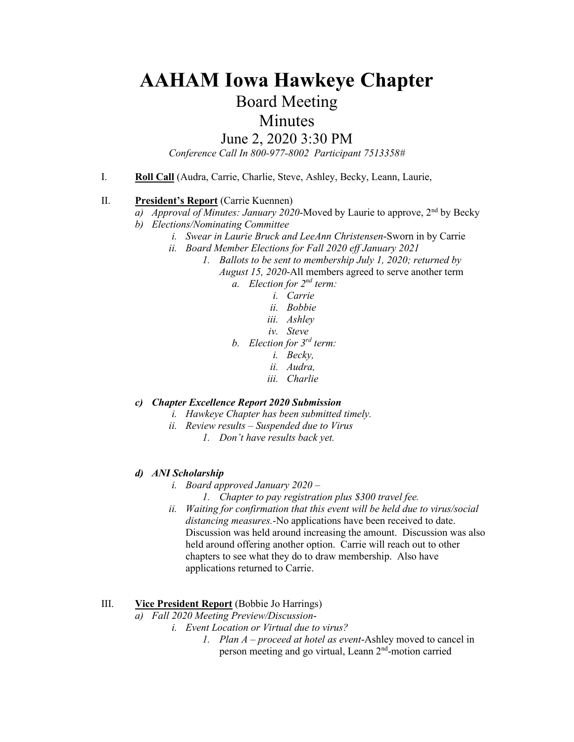# AAHAM Iowa Hawkeye Chapter

## Board Meeting

## Minutes

### June 2, 2020 3:30 PM

*Conference Call In 800-977-8002 Participant 7513358#*

I. **Roll Call** (Audra, Carrie, Charlie, Steve, Ashley, Becky, Leann, Laurie,

II. **President's Report** (Carrie Kuennen)

- a) *Approval of Minutes: January 2020*-Moved by Laurie to approve, 2nd by Becky
- b) *Elections/Nominating Committee*
  - i. *Swear in Laurie Bruck and LeeAnn Christensen*-Sworn in by Carrie
  - ii. *Board Member Elections for Fall 2020 eff January 2021*
    1. *Ballots to be sent to membership July 1, 2020; returned by August 15, 2020*-All members agreed to serve another term
       - a. *Election for 2nd term:*
         - i. *Carrie*
         - ii. *Bobbie*
         - iii. *Ashley*
         - iv. *Steve*
       - b. *Election for 3rd term:*
         - i. *Becky,*
         - ii. *Audra,*
         - iii. *Charlie*

- ***c) Chapter Excellence Report 2020 Submission***
  - i. *Hawkeye Chapter has been submitted timely.*
  - ii. *Review results – Suspended due to Virus*
    1. *Don't have results back yet.*

- ***d) ANI Scholarship***
  - i. *Board approved January 2020 –*
    1. *Chapter to pay registration plus $300 travel fee.*
  - ii. *Waiting for confirmation that this event will be held due to virus/social distancing measures.*-No applications have been received to date. Discussion was held around increasing the amount. Discussion was also held around offering another option. Carrie will reach out to other chapters to see what they do to draw membership. Also have applications returned to Carrie.

III. **Vice President Report** (Bobbie Jo Harrings)

- a) *Fall 2020 Meeting Preview/Discussion-*
  - i. *Event Location or Virtual due to virus?*
    1. *Plan A – proceed at hotel as event*-Ashley moved to cancel in person meeting and go virtual, Leann 2nd-motion carried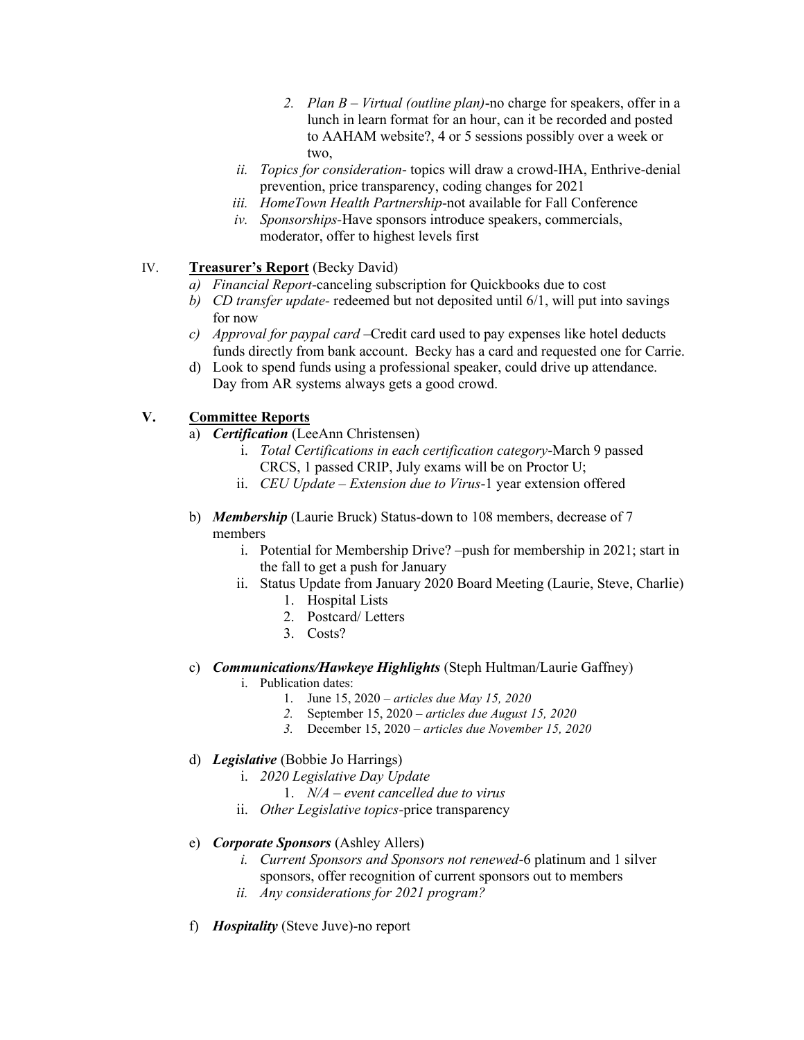2. *Plan B – Virtual (outline plan)*-no charge for speakers, offer in a lunch in learn format for an hour, can it be recorded and posted to AAHAM website?, 4 or 5 sessions possibly over a week or two,

ii. *Topics for consideration*- topics will draw a crowd-IHA, Enthrive-denial prevention, price transparency, coding changes for 2021

iii. *HomeTown Health Partnership*-not available for Fall Conference

iv. *Sponsorships*-Have sponsors introduce speakers, commercials, moderator, offer to highest levels first

IV. **Treasurer's Report** (Becky David)

a) *Financial Report*-canceling subscription for Quickbooks due to cost

b) *CD transfer update*- redeemed but not deposited until 6/1, will put into savings for now

c) *Approval for paypal card* –Credit card used to pay expenses like hotel deducts funds directly from bank account. Becky has a card and requested one for Carrie.

d) Look to spend funds using a professional speaker, could drive up attendance. Day from AR systems always gets a good crowd.

**V. Committee Reports**

a) ***Certification*** (LeeAnn Christensen)

i. *Total Certifications in each certification category*-March 9 passed CRCS, 1 passed CRIP, July exams will be on Proctor U;

ii. *CEU Update – Extension due to Virus*-1 year extension offered

b) ***Membership*** (Laurie Bruck) Status-down to 108 members, decrease of 7 members

i. Potential for Membership Drive? –push for membership in 2021; start in the fall to get a push for January

ii. Status Update from January 2020 Board Meeting (Laurie, Steve, Charlie)

1. Hospital Lists
2. Postcard/ Letters
3. Costs?

c) ***Communications/Hawkeye Highlights*** (Steph Hultman/Laurie Gaffney)

i. Publication dates:

1. June 15, 2020 – *articles due May 15, 2020*
2. September 15, 2020 – *articles due August 15, 2020*
3. December 15, 2020 – *articles due November 15, 2020*

d) ***Legislative*** (Bobbie Jo Harrings)

i. *2020 Legislative Day Update*

1. *N/A – event cancelled due to virus*

ii. *Other Legislative topics*-price transparency

e) ***Corporate Sponsors*** (Ashley Allers)

i. *Current Sponsors and Sponsors not renewed*-6 platinum and 1 silver sponsors, offer recognition of current sponsors out to members

ii. *Any considerations for 2021 program?*

f) ***Hospitality*** (Steve Juve)-no report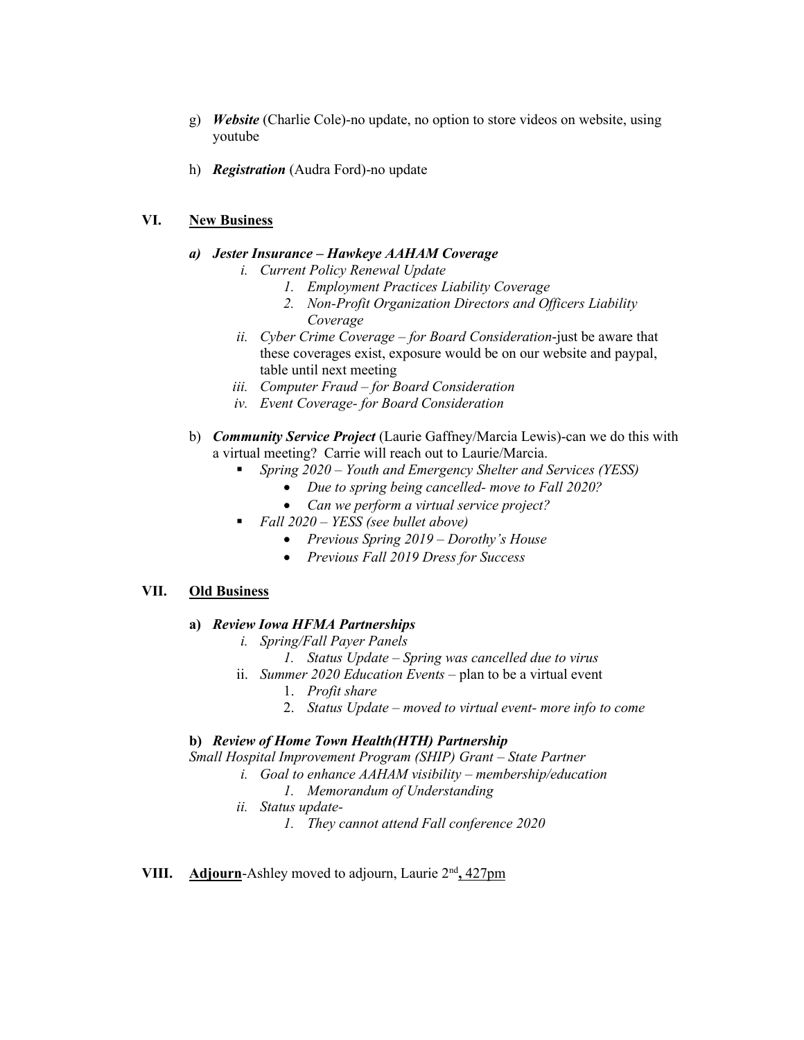g) ***Website*** (Charlie Cole)-no update, no option to store videos on website, using youtube

h) ***Registration*** (Audra Ford)-no update

## VI. New Business

### *a) Jester Insurance – Hawkeye AAHAM Coverage*

- *i. Current Policy Renewal Update*
  1. *Employment Practices Liability Coverage*
  2. *Non-Profit Organization Directors and Officers Liability Coverage*
- *ii. Cyber Crime Coverage – for Board Consideration*-just be aware that these coverages exist, exposure would be on our website and paypal, table until next meeting
- *iii. Computer Fraud – for Board Consideration*
- *iv. Event Coverage- for Board Consideration*

b) ***Community Service Project*** (Laurie Gaffney/Marcia Lewis)-can we do this with a virtual meeting? Carrie will reach out to Laurie/Marcia.

- *Spring 2020 – Youth and Emergency Shelter and Services (YESS)*
  - *Due to spring being cancelled- move to Fall 2020?*
  - *Can we perform a virtual service project?*
- *Fall 2020 – YESS (see bullet above)*
  - *Previous Spring 2019 – Dorothy's House*
  - *Previous Fall 2019 Dress for Success*

## VII. Old Business

### a) *Review Iowa HFMA Partnerships*

- *i. Spring/Fall Payer Panels*
  1. *Status Update – Spring was cancelled due to virus*
- ii. *Summer 2020 Education Events* – plan to be a virtual event
  1. *Profit share*
  2. *Status Update – moved to virtual event- more info to come*

### b) *Review of Home Town Health(HTH) Partnership*

*Small Hospital Improvement Program (SHIP) Grant – State Partner*

- *i. Goal to enhance AAHAM visibility – membership/education*
  1. *Memorandum of Understanding*
- *ii. Status update-*
  1. *They cannot attend Fall conference 2020*

## VIII. Adjourn-Ashley moved to adjourn, Laurie 2nd, 427pm